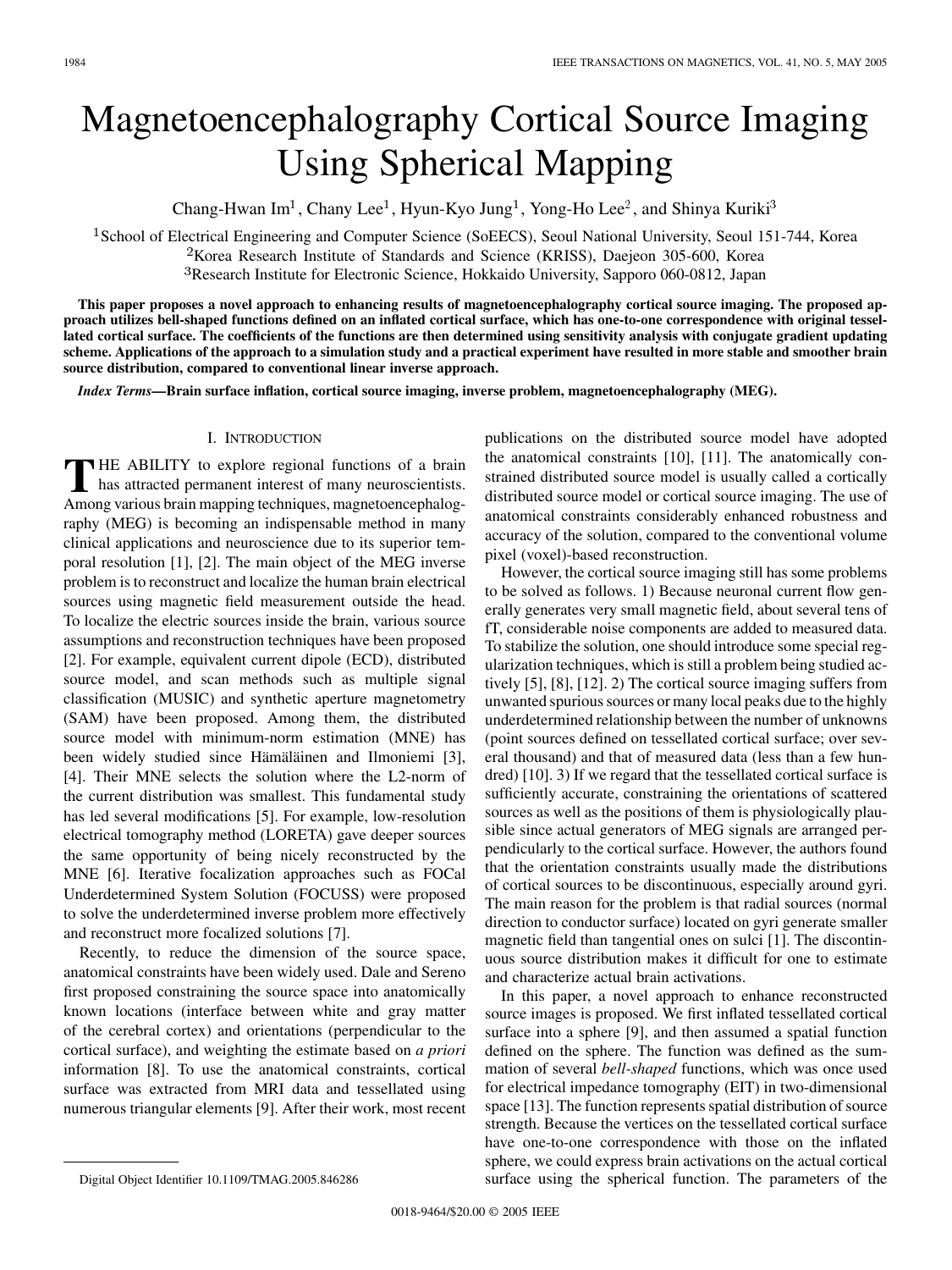# Magnetoencephalography Cortical Source Imaging Using Spherical Mapping

Chang-Hwan Im[1], Chany Lee[1], Hyun-Kyo Jung[1], Yong-Ho Lee[2], and Shinya Kuriki[3]

[1]School of Electrical Engineering and Computer Science (SoEECS), Seoul National University, Seoul 151-744, Korea
[2]Korea Research Institute of Standards and Science (KRISS), Daejeon 305-600, Korea
[3]Research Institute for Electronic Science, Hokkaido University, Sapporo 060-0812, Japan

**This paper proposes a novel approach to enhancing results of magnetoencephalography cortical source imaging. The proposed approach utilizes bell-shaped functions defined on an inflated cortical surface, which has one-to-one correspondence with original tessellated cortical surface. The coefficients of the functions are then determined using sensitivity analysis with conjugate gradient updating scheme. Applications of the approach to a simulation study and a practical experiment have resulted in more stable and smoother brain source distribution, compared to conventional linear inverse approach.**

***Index Terms*—Brain surface inflation, cortical source imaging, inverse problem, magnetoencephalography (MEG).**

## I. Introduction

The ability to explore regional functions of a brain has attracted permanent interest of many neuroscientists. Among various brain mapping techniques, magnetoencephalography (MEG) is becoming an indispensable method in many clinical applications and neuroscience due to its superior temporal resolution [1], [2]. The main object of the MEG inverse problem is to reconstruct and localize the human brain electrical sources using magnetic field measurement outside the head. To localize the electric sources inside the brain, various source assumptions and reconstruction techniques have been proposed [2]. For example, equivalent current dipole (ECD), distributed source model, and scan methods such as multiple signal classification (MUSIC) and synthetic aperture magnetometry (SAM) have been proposed. Among them, the distributed source model with minimum-norm estimation (MNE) has been widely studied since Hämäläinen and Ilmoniemi [3], [4]. Their MNE selects the solution where the L2-norm of the current distribution was smallest. This fundamental study has led several modifications [5]. For example, low-resolution electrical tomography method (LORETA) gave deeper sources the same opportunity of being nicely reconstructed by the MNE [6]. Iterative focalization approaches such as FOCal Underdetermined System Solution (FOCUSS) were proposed to solve the underdetermined inverse problem more effectively and reconstruct more focalized solutions [7].

Recently, to reduce the dimension of the source space, anatomical constraints have been widely used. Dale and Sereno first proposed constraining the source space into anatomically known locations (interface between white and gray matter of the cerebral cortex) and orientations (perpendicular to the cortical surface), and weighting the estimate based on *a priori* information [8]. To use the anatomical constraints, cortical surface was extracted from MRI data and tessellated using numerous triangular elements [9]. After their work, most recent publications on the distributed source model have adopted the anatomical constraints [10], [11]. The anatomically constrained distributed source model is usually called a cortically distributed source model or cortical source imaging. The use of anatomical constraints considerably enhanced robustness and accuracy of the solution, compared to the conventional volume pixel (voxel)-based reconstruction.

However, the cortical source imaging still has some problems to be solved as follows. 1) Because neuronal current flow generally generates very small magnetic field, about several tens of fT, considerable noise components are added to measured data. To stabilize the solution, one should introduce some special regularization techniques, which is still a problem being studied actively [5], [8], [12]. 2) The cortical source imaging suffers from unwanted spurious sources or many local peaks due to the highly underdetermined relationship between the number of unknowns (point sources defined on tessellated cortical surface; over several thousand) and that of measured data (less than a few hundred) [10]. 3) If we regard that the tessellated cortical surface is sufficiently accurate, constraining the orientations of scattered sources as well as the positions of them is physiologically plausible since actual generators of MEG signals are arranged perpendicularly to the cortical surface. However, the authors found that the orientation constraints usually made the distributions of cortical sources to be discontinuous, especially around gyri. The main reason for the problem is that radial sources (normal direction to conductor surface) located on gyri generate smaller magnetic field than tangential ones on sulci [1]. The discontinuous source distribution makes it difficult for one to estimate and characterize actual brain activations.

In this paper, a novel approach to enhance reconstructed source images is proposed. We first inflated tessellated cortical surface into a sphere [9], and then assumed a spatial function defined on the sphere. The function was defined as the summation of several *bell-shaped* functions, which was once used for electrical impedance tomography (EIT) in two-dimensional space [13]. The function represents spatial distribution of source strength. Because the vertices on the tessellated cortical surface have one-to-one correspondence with those on the inflated sphere, we could express brain activations on the actual cortical surface using the spherical function. The parameters of the

Digital Object Identifier 10.1109/TMAG.2005.846286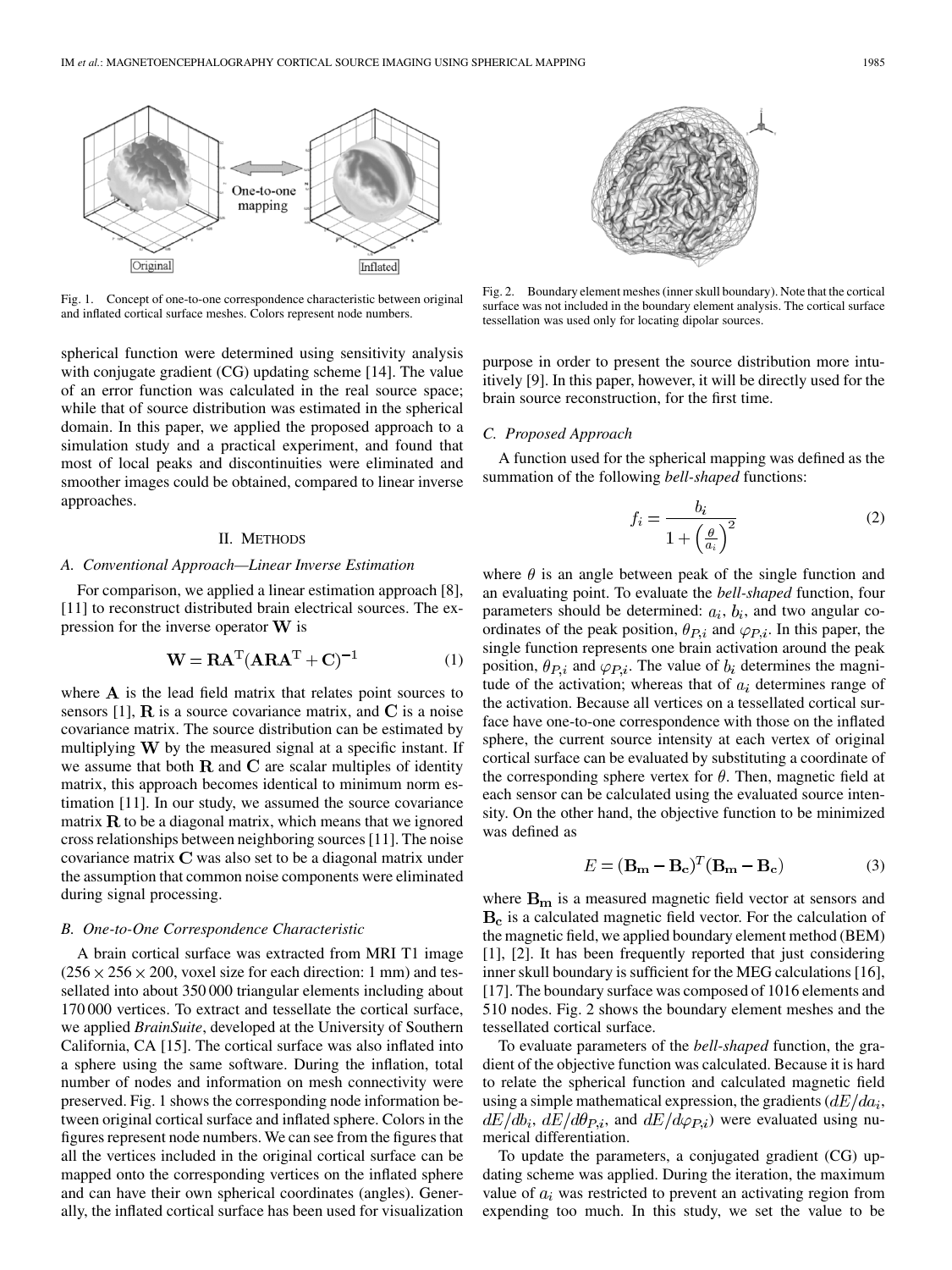Fig. 1. Concept of one-to-one correspondence characteristic between original and inflated cortical surface meshes. Colors represent node numbers.

Fig. 2. Boundary element meshes (inner skull boundary). Note that the cortical surface was not included in the boundary element analysis. The cortical surface tessellation was used only for locating dipolar sources.

spherical function were determined using sensitivity analysis with conjugate gradient (CG) updating scheme [14]. The value of an error function was calculated in the real source space; while that of source distribution was estimated in the spherical domain. In this paper, we applied the proposed approach to a simulation study and a practical experiment, and found that most of local peaks and discontinuities were eliminated and smoother images could be obtained, compared to linear inverse approaches.

## II. Methods

### A. Conventional Approach—Linear Inverse Estimation

For comparison, we applied a linear estimation approach [8], [11] to reconstruct distributed brain electrical sources. The expression for the inverse operator $\mathbf{W}$ is

$$\mathbf{W} = \mathbf{R}\mathbf{A}^{\mathrm{T}}(\mathbf{A}\mathbf{R}\mathbf{A}^{\mathrm{T}} + \mathbf{C})^{-1} \tag{1}$$

where $\mathbf{A}$ is the lead field matrix that relates point sources to sensors [1], $\mathbf{R}$ is a source covariance matrix, and $\mathbf{C}$ is a noise covariance matrix. The source distribution can be estimated by multiplying $\mathbf{W}$ by the measured signal at a specific instant. If we assume that both $\mathbf{R}$ and $\mathbf{C}$ are scalar multiples of identity matrix, this approach becomes identical to minimum norm estimation [11]. In our study, we assumed the source covariance matrix $\mathbf{R}$ to be a diagonal matrix, which means that we ignored cross relationships between neighboring sources [11]. The noise covariance matrix $\mathbf{C}$ was also set to be a diagonal matrix under the assumption that common noise components were eliminated during signal processing.

### B. One-to-One Correspondence Characteristic

A brain cortical surface was extracted from MRI T1 image ($256 \times 256 \times 200$, voxel size for each direction: 1 mm) and tessellated into about 350 000 triangular elements including about 170 000 vertices. To extract and tessellate the cortical surface, we applied *BrainSuite*, developed at the University of Southern California, CA [15]. The cortical surface was also inflated into a sphere using the same software. During the inflation, total number of nodes and information on mesh connectivity were preserved. Fig. 1 shows the corresponding node information between original cortical surface and inflated sphere. Colors in the figures represent node numbers. We can see from the figures that all the vertices included in the original cortical surface can be mapped onto the corresponding vertices on the inflated sphere and can have their own spherical coordinates (angles). Generally, the inflated cortical surface has been used for visualization purpose in order to present the source distribution more intuitively [9]. In this paper, however, it will be directly used for the brain source reconstruction, for the first time.

### C. Proposed Approach

A function used for the spherical mapping was defined as the summation of the following *bell-shaped* functions:

$$f_i = \frac{b_i}{1 + \left(\frac{\theta}{a_i}\right)^2} \tag{2}$$

where $\theta$ is an angle between peak of the single function and an evaluating point. To evaluate the *bell-shaped* function, four parameters should be determined: $a_i$, $b_i$, and two angular coordinates of the peak position, $\theta_{P,i}$ and $\varphi_{P,i}$. In this paper, the single function represents one brain activation around the peak position, $\theta_{P,i}$ and $\varphi_{P,i}$. The value of $b_i$ determines the magnitude of the activation; whereas that of $a_i$ determines range of the activation. Because all vertices on a tessellated cortical surface have one-to-one correspondence with those on the inflated sphere, the current source intensity at each vertex of original cortical surface can be evaluated by substituting a coordinate of the corresponding sphere vertex for $\theta$. Then, magnetic field at each sensor can be calculated using the evaluated source intensity. On the other hand, the objective function to be minimized was defined as

$$E = (\mathbf{B_m} - \mathbf{B_c})^T(\mathbf{B_m} - \mathbf{B_c}) \tag{3}$$

where $\mathbf{B_m}$ is a measured magnetic field vector at sensors and $\mathbf{B_c}$ is a calculated magnetic field vector. For the calculation of the magnetic field, we applied boundary element method (BEM) [1], [2]. It has been frequently reported that just considering inner skull boundary is sufficient for the MEG calculations [16], [17]. The boundary surface was composed of 1016 elements and 510 nodes. Fig. 2 shows the boundary element meshes and the tessellated cortical surface.

To evaluate parameters of the *bell-shaped* function, the gradient of the objective function was calculated. Because it is hard to relate the spherical function and calculated magnetic field using a simple mathematical expression, the gradients ($dE/da_i$, $dE/db_i$, $dE/d\theta_{P,i}$, and $dE/d\varphi_{P,i}$) were evaluated using numerical differentiation.

To update the parameters, a conjugated gradient (CG) updating scheme was applied. During the iteration, the maximum value of $a_i$ was restricted to prevent an activating region from expending too much. In this study, we set the value to be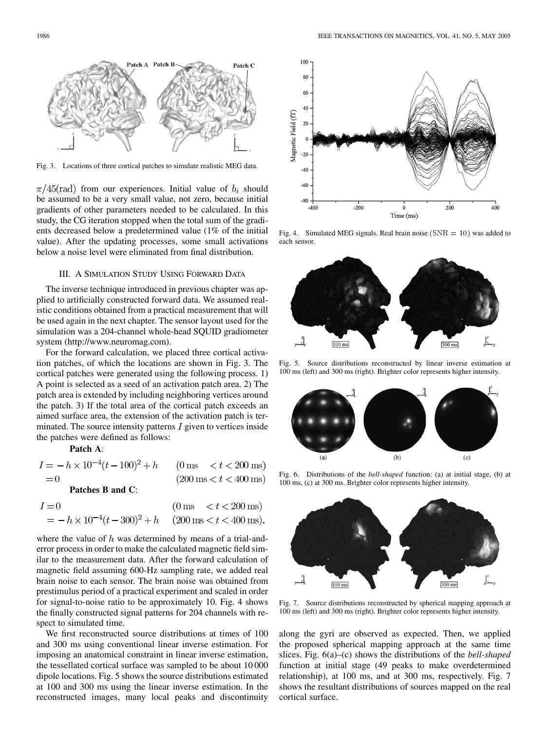Fig. 3. Locations of three cortical patches to simulate realistic MEG data.

$\pi/45(\mathrm{rad})$ from our experiences. Initial value of $b_i$ should be assumed to be a very small value, not zero, because initial gradients of other parameters needed to be calculated. In this study, the CG iteration stopped when the total sum of the gradients decreased below a predetermined value (1% of the initial value). After the updating processes, some small activations below a noise level were eliminated from final distribution.

## III. A Simulation Study Using Forward Data

The inverse technique introduced in previous chapter was applied to artificially constructed forward data. We assumed realistic conditions obtained from a practical measurement that will be used again in the next chapter. The sensor layout used for the simulation was a 204-channel whole-head SQUID gradiometer system (http://www.neuromag.com).

For the forward calculation, we placed three cortical activation patches, of which the locations are shown in Fig. 3. The cortical patches were generated using the following process. 1) A point is selected as a seed of an activation patch area. 2) The patch area is extended by including neighboring vertices around the patch. 3) If the total area of the cortical patch exceeds an aimed surface area, the extension of the activation patch is terminated. The source intensity patterns $I$ given to vertices inside the patches were defined as follows:

**Patch A**:

$$
\begin{aligned}
I &= -h \times 10^{-4}(t-100)^2 + h && (0\,\mathrm{ms} < t < 200\,\mathrm{ms}) \\
&= 0 && (200\,\mathrm{ms} < t < 400\,\mathrm{ms})
\end{aligned}
$$

**Patches B and C**:

$$
\begin{aligned}
I &= 0 && (0\,\mathrm{ms} < t < 200\,\mathrm{ms}) \\
&= -h \times 10^{-4}(t-300)^2 + h && (200\,\mathrm{ms} < t < 400\,\mathrm{ms}).
\end{aligned}
$$

where the value of $h$ was determined by means of a trial-and-error process in order to make the calculated magnetic field similar to the measurement data. After the forward calculation of magnetic field assuming 600-Hz sampling rate, we added real brain noise to each sensor. The brain noise was obtained from prestimulus period of a practical experiment and scaled in order for signal-to-noise ratio to be approximately 10. Fig. 4 shows the finally constructed signal patterns for 204 channels with respect to simulated time.

We first reconstructed source distributions at times of 100 and 300 ms using conventional linear inverse estimation. For imposing an anatomical constraint in linear inverse estimation, the tessellated cortical surface was sampled to be about 10 000 dipole locations. Fig. 5 shows the source distributions estimated at 100 and 300 ms using the linear inverse estimation. In the reconstructed images, many local peaks and discontinuity along the gyri are observed as expected. Then, we applied the proposed spherical mapping approach at the same time slices. Fig. 6(a)–(c) shows the distributions of the *bell-shaped* function at initial stage (49 peaks to make overdetermined relationship), at 100 ms, and at 300 ms, respectively. Fig. 7 shows the resultant distributions of sources mapped on the real cortical surface.

Fig. 4. Simulated MEG signals. Real brain noise ($\mathrm{SNR} = 10$) was added to each sensor.

Fig. 5. Source distributions reconstructed by linear inverse estimation at 100 ms (left) and 300 ms (right). Brighter color represents higher intensity.

Fig. 6. Distributions of the *bell-shaped* function: (a) at initial stage, (b) at 100 ms, (c) at 300 ms. Brighter color represents higher intensity.

Fig. 7. Source distributions reconstructed by spherical mapping approach at 100 ms (left) and 300 ms (right). Brighter color represents higher intensity.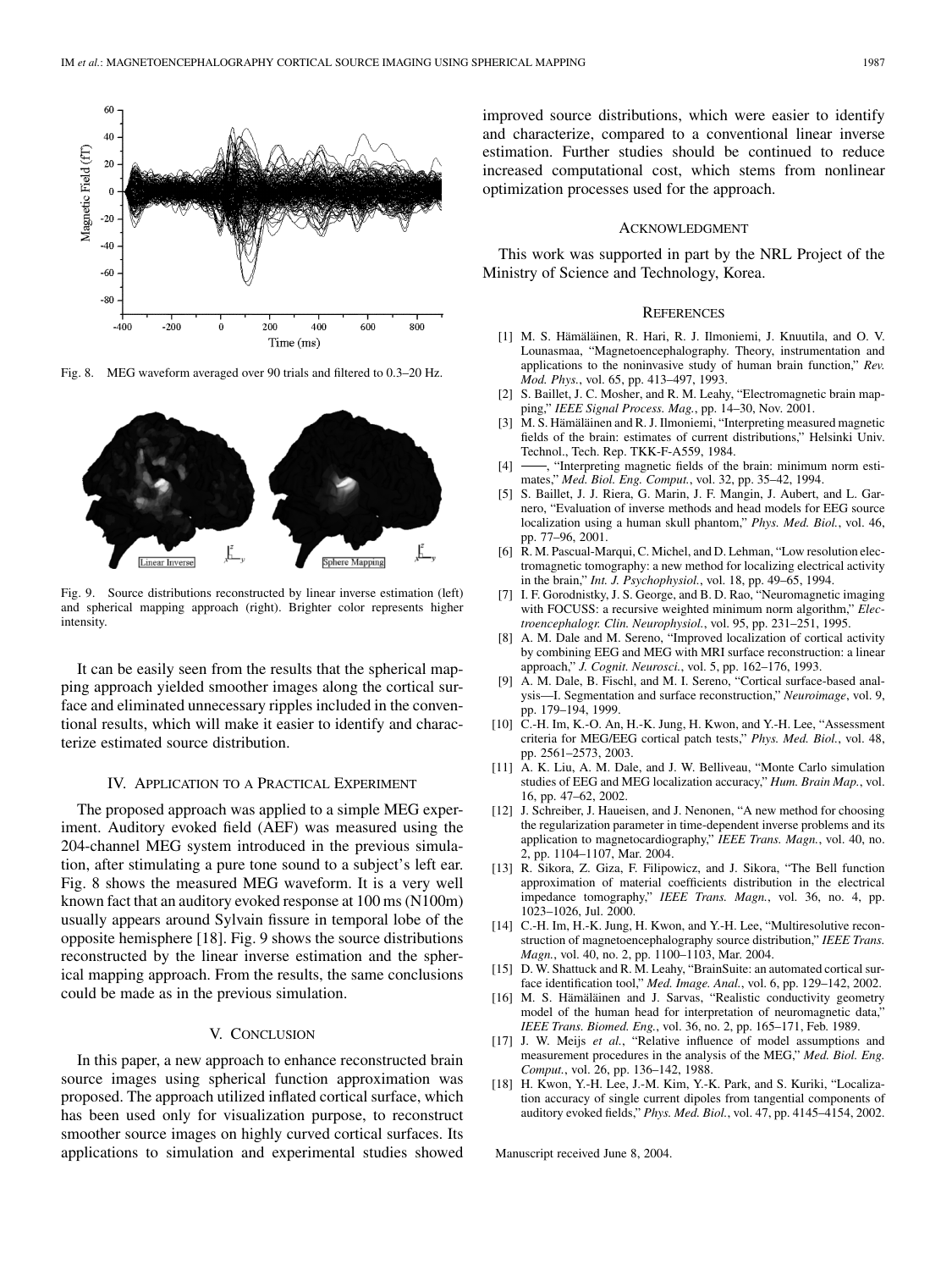60
40
20
0
-20
-40
-60
-80
Magnetic Field (fT)
-400 -200 0 200 400 600 800
Time (ms)

Fig. 8. MEG waveform averaged over 90 trials and filtered to 0.3–20 Hz.

Linear Inverse
Sphere Mapping

Fig. 9. Source distributions reconstructed by linear inverse estimation (left) and spherical mapping approach (right). Brighter color represents higher intensity.

It can be easily seen from the results that the spherical mapping approach yielded smoother images along the cortical surface and eliminated unnecessary ripples included in the conventional results, which will make it easier to identify and characterize estimated source distribution.

## IV. Application to a Practical Experiment

The proposed approach was applied to a simple MEG experiment. Auditory evoked field (AEF) was measured using the 204-channel MEG system introduced in the previous simulation, after stimulating a pure tone sound to a subject's left ear. Fig. 8 shows the measured MEG waveform. It is a very well known fact that an auditory evoked response at 100 ms (N100m) usually appears around Sylvain fissure in temporal lobe of the opposite hemisphere [18]. Fig. 9 shows the source distributions reconstructed by the linear inverse estimation and the spherical mapping approach. From the results, the same conclusions could be made as in the previous simulation.

## V. Conclusion

In this paper, a new approach to enhance reconstructed brain source images using spherical function approximation was proposed. The approach utilized inflated cortical surface, which has been used only for visualization purpose, to reconstruct smoother source images on highly curved cortical surfaces. Its applications to simulation and experimental studies showed improved source distributions, which were easier to identify and characterize, compared to a conventional linear inverse estimation. Further studies should be continued to reduce increased computational cost, which stems from nonlinear optimization processes used for the approach.

## Acknowledgment

This work was supported in part by the NRL Project of the Ministry of Science and Technology, Korea.

## References

[1] M. S. Hämäläinen, R. Hari, R. J. Ilmoniemi, J. Knuutila, and O. V. Lounasmaa, "Magnetoencephalography. Theory, instrumentation and applications to the noninvasive study of human brain function," *Rev. Mod. Phys.*, vol. 65, pp. 413–497, 1993.

[2] S. Baillet, J. C. Mosher, and R. M. Leahy, "Electromagnetic brain mapping," *IEEE Signal Process. Mag.*, pp. 14–30, Nov. 2001.

[3] M. S. Hämäläinen and R. J. Ilmoniemi, "Interpreting measured magnetic fields of the brain: estimates of current distributions," Helsinki Univ. Technol., Tech. Rep. TKK-F-A559, 1984.

[4] ——, "Interpreting magnetic fields of the brain: minimum norm estimates," *Med. Biol. Eng. Comput.*, vol. 32, pp. 35–42, 1994.

[5] S. Baillet, J. J. Riera, G. Marin, J. F. Mangin, J. Aubert, and L. Garnero, "Evaluation of inverse methods and head models for EEG source localization using a human skull phantom," *Phys. Med. Biol.*, vol. 46, pp. 77–96, 2001.

[6] R. M. Pascual-Marqui, C. Michel, and D. Lehman, "Low resolution electromagnetic tomography: a new method for localizing electrical activity in the brain," *Int. J. Psychophysiol.*, vol. 18, pp. 49–65, 1994.

[7] I. F. Gorodnistky, J. S. George, and B. D. Rao, "Neuromagnetic imaging with FOCUSS: a recursive weighted minimum norm algorithm," *Electroencephalogr. Clin. Neurophysiol.*, vol. 95, pp. 231–251, 1995.

[8] A. M. Dale and M. Sereno, "Improved localization of cortical activity by combining EEG and MEG with MRI surface reconstruction: a linear approach," *J. Cognit. Neurosci.*, vol. 5, pp. 162–176, 1993.

[9] A. M. Dale, B. Fischl, and M. I. Sereno, "Cortical surface-based analysis—I. Segmentation and surface reconstruction," *Neuroimage*, vol. 9, pp. 179–194, 1999.

[10] C.-H. Im, K.-O. An, H.-K. Jung, H. Kwon, and Y.-H. Lee, "Assessment criteria for MEG/EEG cortical patch tests," *Phys. Med. Biol.*, vol. 48, pp. 2561–2573, 2003.

[11] A. K. Liu, A. M. Dale, and J. W. Belliveau, "Monte Carlo simulation studies of EEG and MEG localization accuracy," *Hum. Brain Map.*, vol. 16, pp. 47–62, 2002.

[12] J. Schreiber, J. Haueisen, and J. Nenonen, "A new method for choosing the regularization parameter in time-dependent inverse problems and its application to magnetocardiography," *IEEE Trans. Magn.*, vol. 40, no. 2, pp. 1104–1107, Mar. 2004.

[13] R. Sikora, Z. Giza, F. Filipowicz, and J. Sikora, "The Bell function approximation of material coefficients distribution in the electrical impedance tomography," *IEEE Trans. Magn.*, vol. 36, no. 4, pp. 1023–1026, Jul. 2000.

[14] C.-H. Im, H.-K. Jung, H. Kwon, and Y.-H. Lee, "Multiresolutive reconstruction of magnetoencephalography source distribution," *IEEE Trans. Magn.*, vol. 40, no. 2, pp. 1100–1103, Mar. 2004.

[15] D. W. Shattuck and R. M. Leahy, "BrainSuite: an automated cortical surface identification tool," *Med. Image. Anal.*, vol. 6, pp. 129–142, 2002.

[16] M. S. Hämäläinen and J. Sarvas, "Realistic conductivity geometry model of the human head for interpretation of neuromagnetic data," *IEEE Trans. Biomed. Eng.*, vol. 36, no. 2, pp. 165–171, Feb. 1989.

[17] J. W. Meijs *et al.*, "Relative influence of model assumptions and measurement procedures in the analysis of the MEG," *Med. Biol. Eng. Comput.*, vol. 26, pp. 136–142, 1988.

[18] H. Kwon, Y.-H. Lee, J.-M. Kim, Y.-K. Park, and S. Kuriki, "Localization accuracy of single current dipoles from tangential components of auditory evoked fields," *Phys. Med. Biol.*, vol. 47, pp. 4145–4154, 2002.

Manuscript received June 8, 2004.